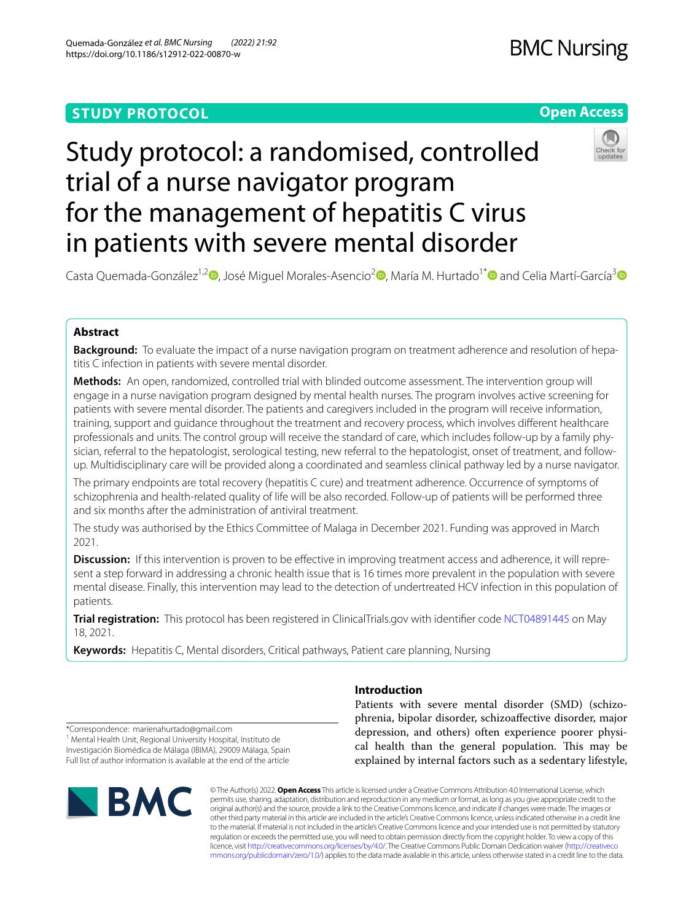**STUDY PROTOCOL** **Open Access**

# Study protocol: a randomised, controlled trial of a nurse navigator program for the management of hepatitis C virus in patients with severe mental disorder

Casta Quemada-González[1,2], José Miguel Morales-Asencio[2], María M. Hurtado[1*] and Celia Martí-García[3]

## Abstract

**Background:** To evaluate the impact of a nurse navigation program on treatment adherence and resolution of hepatitis C infection in patients with severe mental disorder.

**Methods:** An open, randomized, controlled trial with blinded outcome assessment. The intervention group will engage in a nurse navigation program designed by mental health nurses. The program involves active screening for patients with severe mental disorder. The patients and caregivers included in the program will receive information, training, support and guidance throughout the treatment and recovery process, which involves different healthcare professionals and units. The control group will receive the standard of care, which includes follow-up by a family physician, referral to the hepatologist, serological testing, new referral to the hepatologist, onset of treatment, and follow-up. Multidisciplinary care will be provided along a coordinated and seamless clinical pathway led by a nurse navigator.

The primary endpoints are total recovery (hepatitis C cure) and treatment adherence. Occurrence of symptoms of schizophrenia and health-related quality of life will be also recorded. Follow-up of patients will be performed three and six months after the administration of antiviral treatment.

The study was authorised by the Ethics Committee of Malaga in December 2021. Funding was approved in March 2021.

**Discussion:** If this intervention is proven to be effective in improving treatment access and adherence, it will represent a step forward in addressing a chronic health issue that is 16 times more prevalent in the population with severe mental disease. Finally, this intervention may lead to the detection of undertreated HCV infection in this population of patients.

**Trial registration:** This protocol has been registered in ClinicalTrials.gov with identifier code NCT04891445 on May 18, 2021.

**Keywords:** Hepatitis C, Mental disorders, Critical pathways, Patient care planning, Nursing

## Introduction

Patients with severe mental disorder (SMD) (schizophrenia, bipolar disorder, schizoaffective disorder, major depression, and others) often experience poorer physical health than the general population. This may be explained by internal factors such as a sedentary lifestyle,

*Correspondence: marienahurtado@gmail.com
[1] Mental Health Unit, Regional University Hospital, Instituto de Investigación Biomédica de Málaga (IBIMA), 29009 Málaga, Spain
Full list of author information is available at the end of the article

© The Author(s) 2022. **Open Access** This article is licensed under a Creative Commons Attribution 4.0 International License, which permits use, sharing, adaptation, distribution and reproduction in any medium or format, as long as you give appropriate credit to the original author(s) and the source, provide a link to the Creative Commons licence, and indicate if changes were made. The images or other third party material in this article are included in the article's Creative Commons licence, unless indicated otherwise in a credit line to the material. If material is not included in the article's Creative Commons licence and your intended use is not permitted by statutory regulation or exceeds the permitted use, you will need to obtain permission directly from the copyright holder. To view a copy of this licence, visit http://creativecommons.org/licenses/by/4.0/. The Creative Commons Public Domain Dedication waiver (http://creativecommons.org/publicdomain/zero/1.0/) applies to the data made available in this article, unless otherwise stated in a credit line to the data.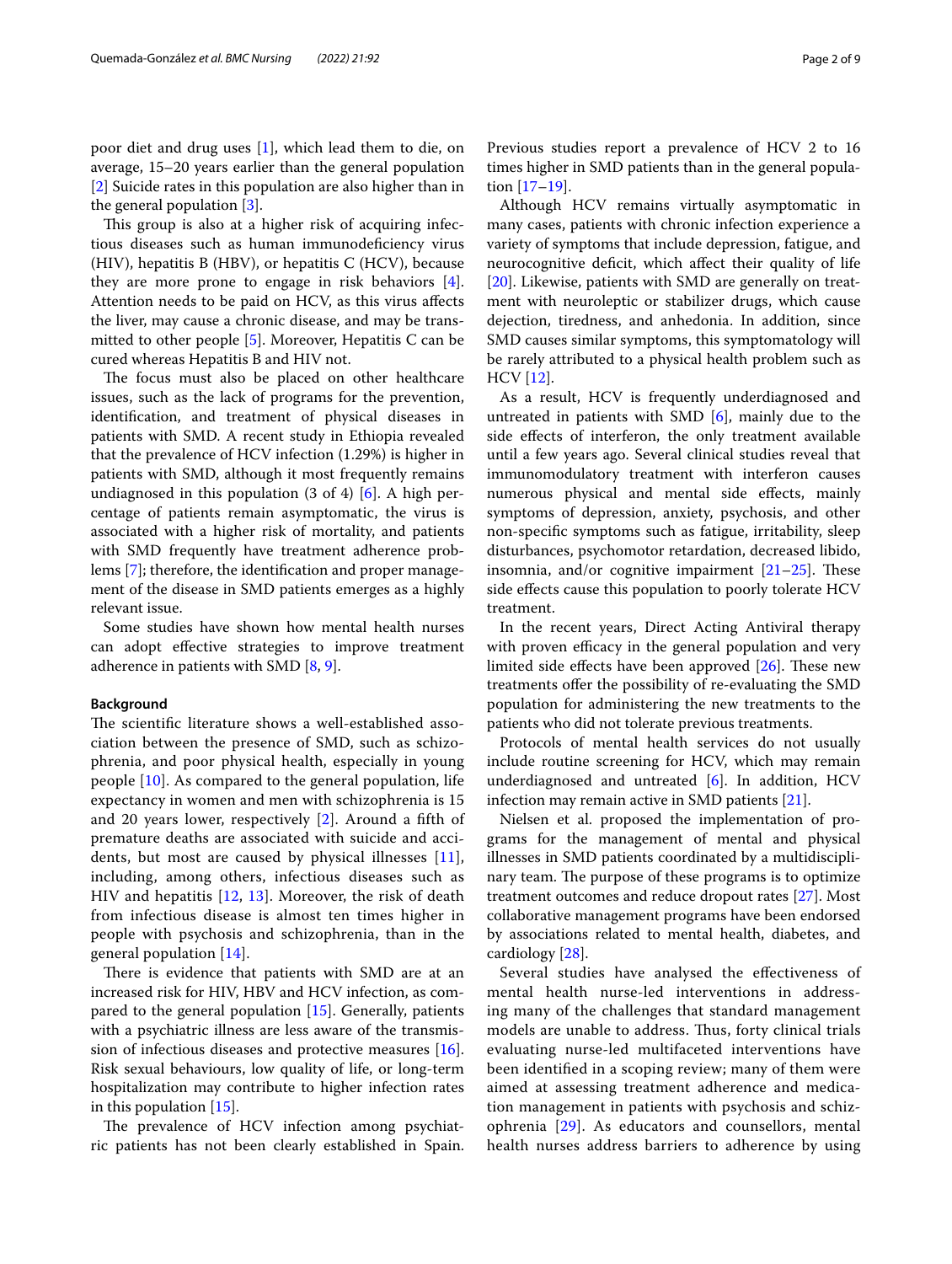poor diet and drug uses [1], which lead them to die, on average, 15–20 years earlier than the general population [2] Suicide rates in this population are also higher than in the general population [3].

This group is also at a higher risk of acquiring infectious diseases such as human immunodeficiency virus (HIV), hepatitis B (HBV), or hepatitis C (HCV), because they are more prone to engage in risk behaviors [4]. Attention needs to be paid on HCV, as this virus affects the liver, may cause a chronic disease, and may be transmitted to other people [5]. Moreover, Hepatitis C can be cured whereas Hepatitis B and HIV not.

The focus must also be placed on other healthcare issues, such as the lack of programs for the prevention, identification, and treatment of physical diseases in patients with SMD. A recent study in Ethiopia revealed that the prevalence of HCV infection (1.29%) is higher in patients with SMD, although it most frequently remains undiagnosed in this population (3 of 4) [6]. A high percentage of patients remain asymptomatic, the virus is associated with a higher risk of mortality, and patients with SMD frequently have treatment adherence problems [7]; therefore, the identification and proper management of the disease in SMD patients emerges as a highly relevant issue.

Some studies have shown how mental health nurses can adopt effective strategies to improve treatment adherence in patients with SMD [8, 9].

## Background

The scientific literature shows a well-established association between the presence of SMD, such as schizophrenia, and poor physical health, especially in young people [10]. As compared to the general population, life expectancy in women and men with schizophrenia is 15 and 20 years lower, respectively [2]. Around a fifth of premature deaths are associated with suicide and accidents, but most are caused by physical illnesses [11], including, among others, infectious diseases such as HIV and hepatitis [12, 13]. Moreover, the risk of death from infectious disease is almost ten times higher in people with psychosis and schizophrenia, than in the general population [14].

There is evidence that patients with SMD are at an increased risk for HIV, HBV and HCV infection, as compared to the general population [15]. Generally, patients with a psychiatric illness are less aware of the transmission of infectious diseases and protective measures [16]. Risk sexual behaviours, low quality of life, or long-term hospitalization may contribute to higher infection rates in this population [15].

The prevalence of HCV infection among psychiatric patients has not been clearly established in Spain. Previous studies report a prevalence of HCV 2 to 16 times higher in SMD patients than in the general population [17–19].

Although HCV remains virtually asymptomatic in many cases, patients with chronic infection experience a variety of symptoms that include depression, fatigue, and neurocognitive deficit, which affect their quality of life [20]. Likewise, patients with SMD are generally on treatment with neuroleptic or stabilizer drugs, which cause dejection, tiredness, and anhedonia. In addition, since SMD causes similar symptoms, this symptomatology will be rarely attributed to a physical health problem such as HCV [12].

As a result, HCV is frequently underdiagnosed and untreated in patients with SMD [6], mainly due to the side effects of interferon, the only treatment available until a few years ago. Several clinical studies reveal that immunomodulatory treatment with interferon causes numerous physical and mental side effects, mainly symptoms of depression, anxiety, psychosis, and other non-specific symptoms such as fatigue, irritability, sleep disturbances, psychomotor retardation, decreased libido, insomnia, and/or cognitive impairment [21–25]. These side effects cause this population to poorly tolerate HCV treatment.

In the recent years, Direct Acting Antiviral therapy with proven efficacy in the general population and very limited side effects have been approved [26]. These new treatments offer the possibility of re-evaluating the SMD population for administering the new treatments to the patients who did not tolerate previous treatments.

Protocols of mental health services do not usually include routine screening for HCV, which may remain underdiagnosed and untreated [6]. In addition, HCV infection may remain active in SMD patients [21].

Nielsen et al. proposed the implementation of programs for the management of mental and physical illnesses in SMD patients coordinated by a multidisciplinary team. The purpose of these programs is to optimize treatment outcomes and reduce dropout rates [27]. Most collaborative management programs have been endorsed by associations related to mental health, diabetes, and cardiology [28].

Several studies have analysed the effectiveness of mental health nurse-led interventions in addressing many of the challenges that standard management models are unable to address. Thus, forty clinical trials evaluating nurse-led multifaceted interventions have been identified in a scoping review; many of them were aimed at assessing treatment adherence and medication management in patients with psychosis and schizophrenia [29]. As educators and counsellors, mental health nurses address barriers to adherence by using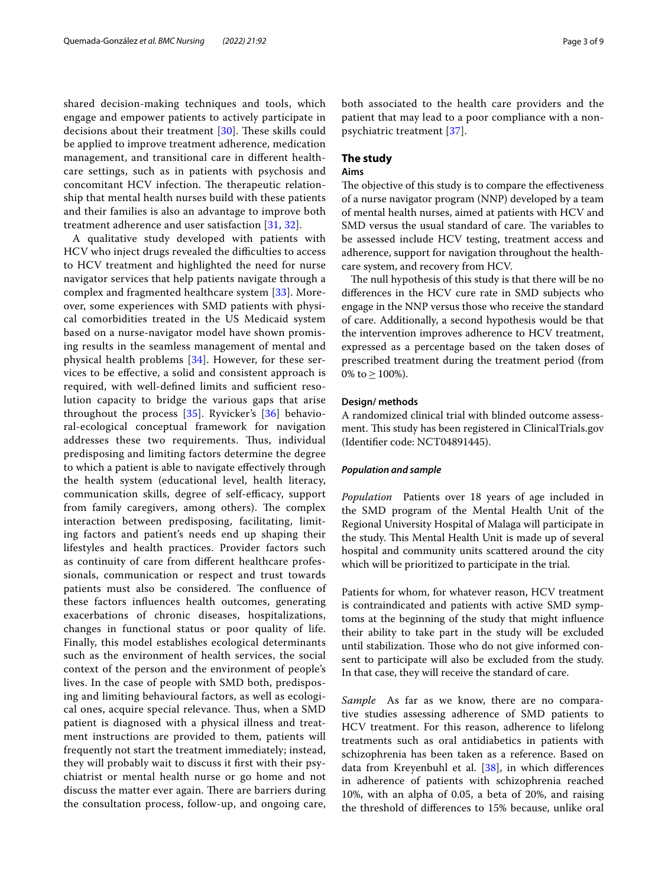shared decision-making techniques and tools, which engage and empower patients to actively participate in decisions about their treatment [30]. These skills could be applied to improve treatment adherence, medication management, and transitional care in different healthcare settings, such as in patients with psychosis and concomitant HCV infection. The therapeutic relationship that mental health nurses build with these patients and their families is also an advantage to improve both treatment adherence and user satisfaction [31, 32].

A qualitative study developed with patients with HCV who inject drugs revealed the difficulties to access to HCV treatment and highlighted the need for nurse navigator services that help patients navigate through a complex and fragmented healthcare system [33]. Moreover, some experiences with SMD patients with physical comorbidities treated in the US Medicaid system based on a nurse-navigator model have shown promising results in the seamless management of mental and physical health problems [34]. However, for these services to be effective, a solid and consistent approach is required, with well-defined limits and sufficient resolution capacity to bridge the various gaps that arise throughout the process [35]. Ryvicker's [36] behavioral-ecological conceptual framework for navigation addresses these two requirements. Thus, individual predisposing and limiting factors determine the degree to which a patient is able to navigate effectively through the health system (educational level, health literacy, communication skills, degree of self-efficacy, support from family caregivers, among others). The complex interaction between predisposing, facilitating, limiting factors and patient's needs end up shaping their lifestyles and health practices. Provider factors such as continuity of care from different healthcare professionals, communication or respect and trust towards patients must also be considered. The confluence of these factors influences health outcomes, generating exacerbations of chronic diseases, hospitalizations, changes in functional status or poor quality of life. Finally, this model establishes ecological determinants such as the environment of health services, the social context of the person and the environment of people's lives. In the case of people with SMD both, predisposing and limiting behavioural factors, as well as ecological ones, acquire special relevance. Thus, when a SMD patient is diagnosed with a physical illness and treatment instructions are provided to them, patients will frequently not start the treatment immediately; instead, they will probably wait to discuss it first with their psychiatrist or mental health nurse or go home and not discuss the matter ever again. There are barriers during the consultation process, follow-up, and ongoing care, both associated to the health care providers and the patient that may lead to a poor compliance with a non-psychiatric treatment [37].

## The study

### Aims

The objective of this study is to compare the effectiveness of a nurse navigator program (NNP) developed by a team of mental health nurses, aimed at patients with HCV and SMD versus the usual standard of care. The variables to be assessed include HCV testing, treatment access and adherence, support for navigation throughout the healthcare system, and recovery from HCV.

The null hypothesis of this study is that there will be no differences in the HCV cure rate in SMD subjects who engage in the NNP versus those who receive the standard of care. Additionally, a second hypothesis would be that the intervention improves adherence to HCV treatment, expressed as a percentage based on the taken doses of prescribed treatment during the treatment period (from 0% to $\geq$ 100%).

### Design/ methods

A randomized clinical trial with blinded outcome assessment. This study has been registered in ClinicalTrials.gov (Identifier code: NCT04891445).

#### *Population and sample*

*Population* Patients over 18 years of age included in the SMD program of the Mental Health Unit of the Regional University Hospital of Malaga will participate in the study. This Mental Health Unit is made up of several hospital and community units scattered around the city which will be prioritized to participate in the trial.

Patients for whom, for whatever reason, HCV treatment is contraindicated and patients with active SMD symptoms at the beginning of the study that might influence their ability to take part in the study will be excluded until stabilization. Those who do not give informed consent to participate will also be excluded from the study. In that case, they will receive the standard of care.

*Sample* As far as we know, there are no comparative studies assessing adherence of SMD patients to HCV treatment. For this reason, adherence to lifelong treatments such as oral antidiabetics in patients with schizophrenia has been taken as a reference. Based on data from Kreyenbuhl et al. [38], in which differences in adherence of patients with schizophrenia reached 10%, with an alpha of 0.05, a beta of 20%, and raising the threshold of differences to 15% because, unlike oral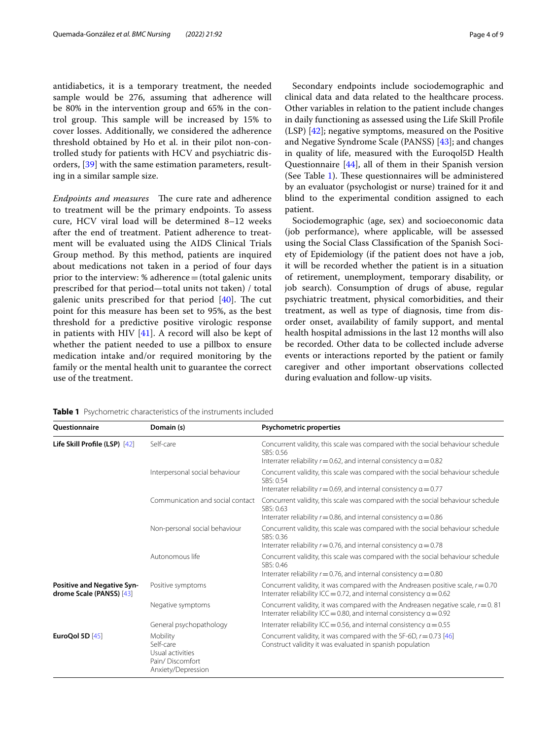antidiabetics, it is a temporary treatment, the needed sample would be 276, assuming that adherence will be 80% in the intervention group and 65% in the control group. This sample will be increased by 15% to cover losses. Additionally, we considered the adherence threshold obtained by Ho et al. in their pilot non-controlled study for patients with HCV and psychiatric disorders, [39] with the same estimation parameters, resulting in a similar sample size.

*Endpoints and measures* The cure rate and adherence to treatment will be the primary endpoints. To assess cure, HCV viral load will be determined 8–12 weeks after the end of treatment. Patient adherence to treatment will be evaluated using the AIDS Clinical Trials Group method. By this method, patients are inquired about medications not taken in a period of four days prior to the interview: % adherence = (total galenic units prescribed for that period—total units not taken) / total galenic units prescribed for that period [40]. The cut point for this measure has been set to 95%, as the best threshold for a predictive positive virologic response in patients with HIV [41]. A record will also be kept of whether the patient needed to use a pillbox to ensure medication intake and/or required monitoring by the family or the mental health unit to guarantee the correct use of the treatment.

Secondary endpoints include sociodemographic and clinical data and data related to the healthcare process. Other variables in relation to the patient include changes in daily functioning as assessed using the Life Skill Profile (LSP) [42]; negative symptoms, measured on the Positive and Negative Syndrome Scale (PANSS) [43]; and changes in quality of life, measured with the Euroqol5D Health Questionnaire [44], all of them in their Spanish version (See Table 1). These questionnaires will be administered by an evaluator (psychologist or nurse) trained for it and blind to the experimental condition assigned to each patient.

Sociodemographic (age, sex) and socioeconomic data (job performance), where applicable, will be assessed using the Social Class Classification of the Spanish Society of Epidemiology (if the patient does not have a job, it will be recorded whether the patient is in a situation of retirement, unemployment, temporary disability, or job search). Consumption of drugs of abuse, regular psychiatric treatment, physical comorbidities, and their treatment, as well as type of diagnosis, time from disorder onset, availability of family support, and mental health hospital admissions in the last 12 months will also be recorded. Other data to be collected include adverse events or interactions reported by the patient or family caregiver and other important observations collected during evaluation and follow-up visits.

**Table 1** Psychometric characteristics of the instruments included

| Questionnaire | Domain (s) | Psychometric properties |
|---|---|---|
| **Life Skill Profile (LSP)** [42] | Self-care | Concurrent validity, this scale was compared with the social behaviour schedule SBS: 0.56<br>Interrater reliability $r = 0.62$, and internal consistency $\alpha = 0.82$ |
| | Interpersonal social behaviour | Concurrent validity, this scale was compared with the social behaviour schedule SBS: 0.54<br>Interrater reliability $r = 0.69$, and internal consistency $\alpha = 0.77$ |
| | Communication and social contact | Concurrent validity, this scale was compared with the social behaviour schedule SBS: 0.63<br>Interrater reliability $r = 0.86$, and internal consistency $\alpha = 0.86$ |
| | Non-personal social behaviour | Concurrent validity, this scale was compared with the social behaviour schedule SBS: 0.36<br>Interrater reliability $r = 0.76$, and internal consistency $\alpha = 0.78$ |
| | Autonomous life | Concurrent validity, this scale was compared with the social behaviour schedule SBS: 0.46<br>Interrater reliability $r = 0.76$, and internal consistency $\alpha = 0.80$ |
| **Positive and Negative Syndrome Scale (PANSS)** [43] | Positive symptoms | Concurrent validity, it was compared with the Andreasen positive scale, $r = 0.70$<br>Interrater reliability ICC = 0.72, and internal consistency $\alpha = 0.62$ |
| | Negative symptoms | Concurrent validity, it was compared with the Andreasen negative scale, $r = 0.81$<br>Interrater reliability ICC = 0.80, and internal consistency $\alpha = 0.92$ |
| | General psychopathology | Interrater reliability ICC = 0.56, and internal consistency $\alpha = 0.55$ |
| **EuroQol 5D** [45] | Mobility<br>Self-care<br>Usual activities<br>Pain/ Discomfort<br>Anxiety/Depression | Concurrent validity, it was compared with the SF-6D, $r = 0.73$ [46]<br>Construct validity it was evaluated in spanish population |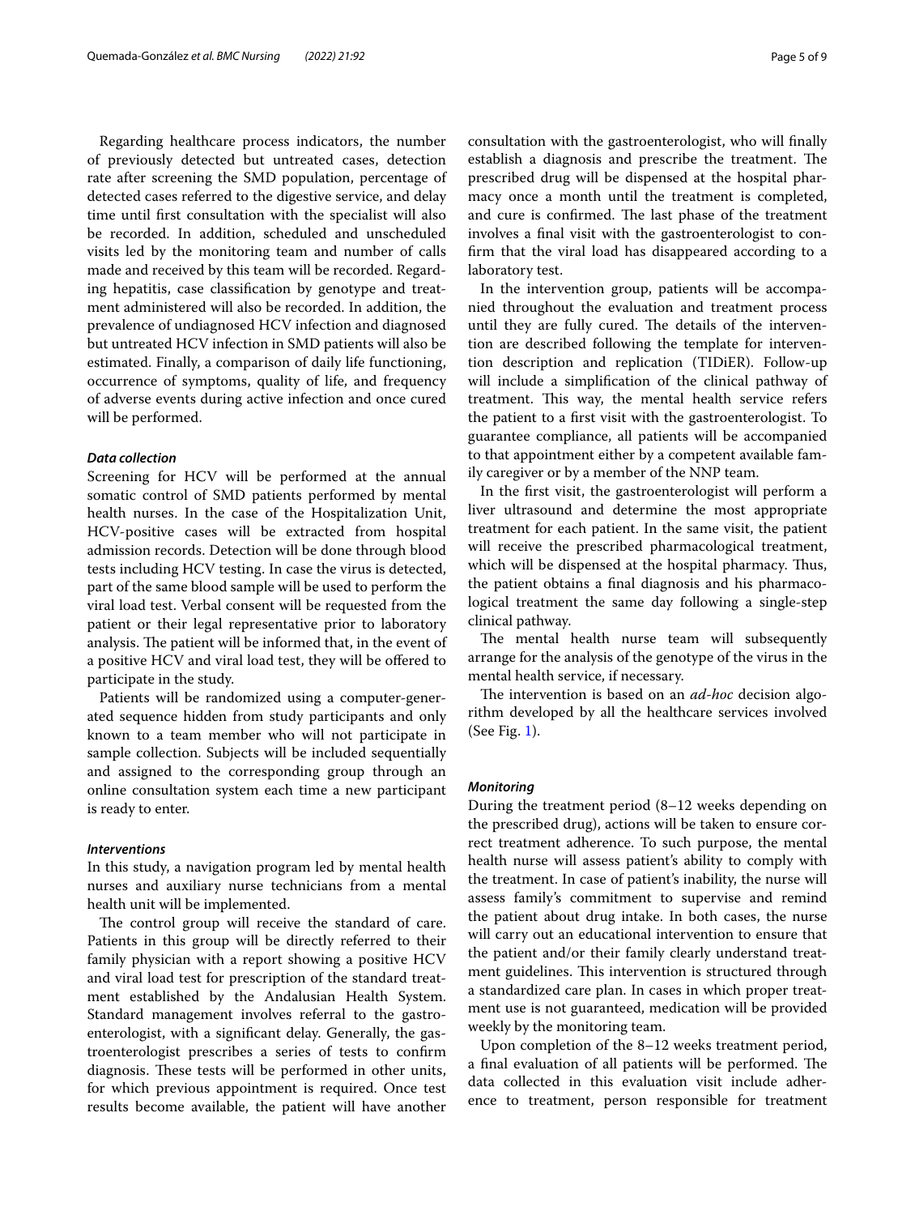Regarding healthcare process indicators, the number of previously detected but untreated cases, detection rate after screening the SMD population, percentage of detected cases referred to the digestive service, and delay time until first consultation with the specialist will also be recorded. In addition, scheduled and unscheduled visits led by the monitoring team and number of calls made and received by this team will be recorded. Regarding hepatitis, case classification by genotype and treatment administered will also be recorded. In addition, the prevalence of undiagnosed HCV infection and diagnosed but untreated HCV infection in SMD patients will also be estimated. Finally, a comparison of daily life functioning, occurrence of symptoms, quality of life, and frequency of adverse events during active infection and once cured will be performed.

### *Data collection*

Screening for HCV will be performed at the annual somatic control of SMD patients performed by mental health nurses. In the case of the Hospitalization Unit, HCV-positive cases will be extracted from hospital admission records. Detection will be done through blood tests including HCV testing. In case the virus is detected, part of the same blood sample will be used to perform the viral load test. Verbal consent will be requested from the patient or their legal representative prior to laboratory analysis. The patient will be informed that, in the event of a positive HCV and viral load test, they will be offered to participate in the study.

Patients will be randomized using a computer-generated sequence hidden from study participants and only known to a team member who will not participate in sample collection. Subjects will be included sequentially and assigned to the corresponding group through an online consultation system each time a new participant is ready to enter.

### *Interventions*

In this study, a navigation program led by mental health nurses and auxiliary nurse technicians from a mental health unit will be implemented.

The control group will receive the standard of care. Patients in this group will be directly referred to their family physician with a report showing a positive HCV and viral load test for prescription of the standard treatment established by the Andalusian Health System. Standard management involves referral to the gastroenterologist, with a significant delay. Generally, the gastroenterologist prescribes a series of tests to confirm diagnosis. These tests will be performed in other units, for which previous appointment is required. Once test results become available, the patient will have another consultation with the gastroenterologist, who will finally establish a diagnosis and prescribe the treatment. The prescribed drug will be dispensed at the hospital pharmacy once a month until the treatment is completed, and cure is confirmed. The last phase of the treatment involves a final visit with the gastroenterologist to confirm that the viral load has disappeared according to a laboratory test.

In the intervention group, patients will be accompanied throughout the evaluation and treatment process until they are fully cured. The details of the intervention are described following the template for intervention description and replication (TIDiER). Follow-up will include a simplification of the clinical pathway of treatment. This way, the mental health service refers the patient to a first visit with the gastroenterologist. To guarantee compliance, all patients will be accompanied to that appointment either by a competent available family caregiver or by a member of the NNP team.

In the first visit, the gastroenterologist will perform a liver ultrasound and determine the most appropriate treatment for each patient. In the same visit, the patient will receive the prescribed pharmacological treatment, which will be dispensed at the hospital pharmacy. Thus, the patient obtains a final diagnosis and his pharmacological treatment the same day following a single-step clinical pathway.

The mental health nurse team will subsequently arrange for the analysis of the genotype of the virus in the mental health service, if necessary.

The intervention is based on an *ad-hoc* decision algorithm developed by all the healthcare services involved (See Fig. 1).

### *Monitoring*

During the treatment period (8–12 weeks depending on the prescribed drug), actions will be taken to ensure correct treatment adherence. To such purpose, the mental health nurse will assess patient's ability to comply with the treatment. In case of patient's inability, the nurse will assess family's commitment to supervise and remind the patient about drug intake. In both cases, the nurse will carry out an educational intervention to ensure that the patient and/or their family clearly understand treatment guidelines. This intervention is structured through a standardized care plan. In cases in which proper treatment use is not guaranteed, medication will be provided weekly by the monitoring team.

Upon completion of the 8–12 weeks treatment period, a final evaluation of all patients will be performed. The data collected in this evaluation visit include adherence to treatment, person responsible for treatment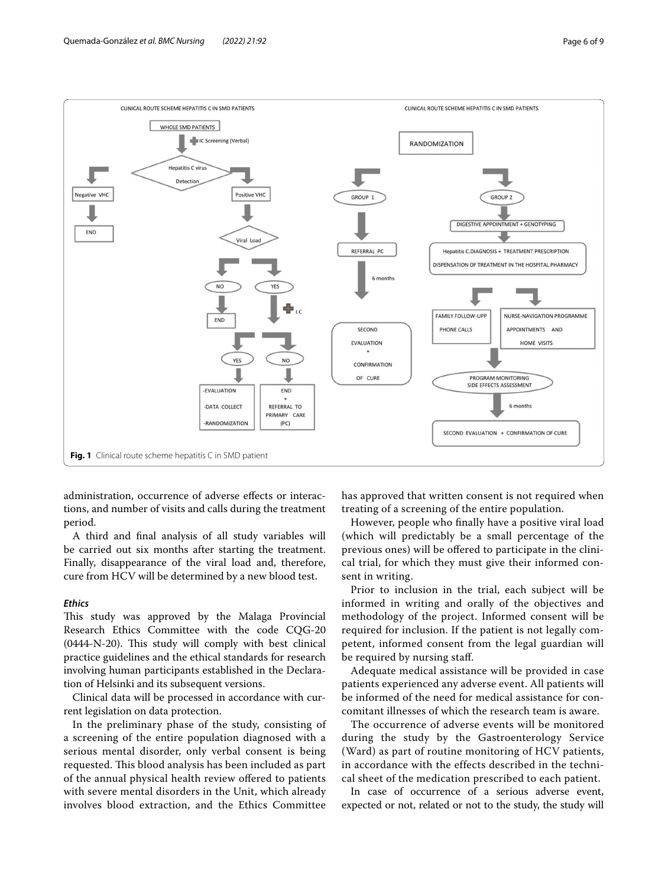**Fig. 1** Clinical route scheme hepatitis C in SMD patient

administration, occurrence of adverse effects or interactions, and number of visits and calls during the treatment period.

A third and final analysis of all study variables will be carried out six months after starting the treatment. Finally, disappearance of the viral load and, therefore, cure from HCV will be determined by a new blood test.

### *Ethics*

This study was approved by the Malaga Provincial Research Ethics Committee with the code CQG-20 (0444-N-20). This study will comply with best clinical practice guidelines and the ethical standards for research involving human participants established in the Declaration of Helsinki and its subsequent versions.

Clinical data will be processed in accordance with current legislation on data protection.

In the preliminary phase of the study, consisting of a screening of the entire population diagnosed with a serious mental disorder, only verbal consent is being requested. This blood analysis has been included as part of the annual physical health review offered to patients with severe mental disorders in the Unit, which already involves blood extraction, and the Ethics Committee has approved that written consent is not required when treating of a screening of the entire population.

However, people who finally have a positive viral load (which will predictably be a small percentage of the previous ones) will be offered to participate in the clinical trial, for which they must give their informed consent in writing.

Prior to inclusion in the trial, each subject will be informed in writing and orally of the objectives and methodology of the project. Informed consent will be required for inclusion. If the patient is not legally competent, informed consent from the legal guardian will be required by nursing staff.

Adequate medical assistance will be provided in case patients experienced any adverse event. All patients will be informed of the need for medical assistance for concomitant illnesses of which the research team is aware.

The occurrence of adverse events will be monitored during the study by the Gastroenterology Service (Ward) as part of routine monitoring of HCV patients, in accordance with the effects described in the technical sheet of the medication prescribed to each patient.

In case of occurrence of a serious adverse event, expected or not, related or not to the study, the study will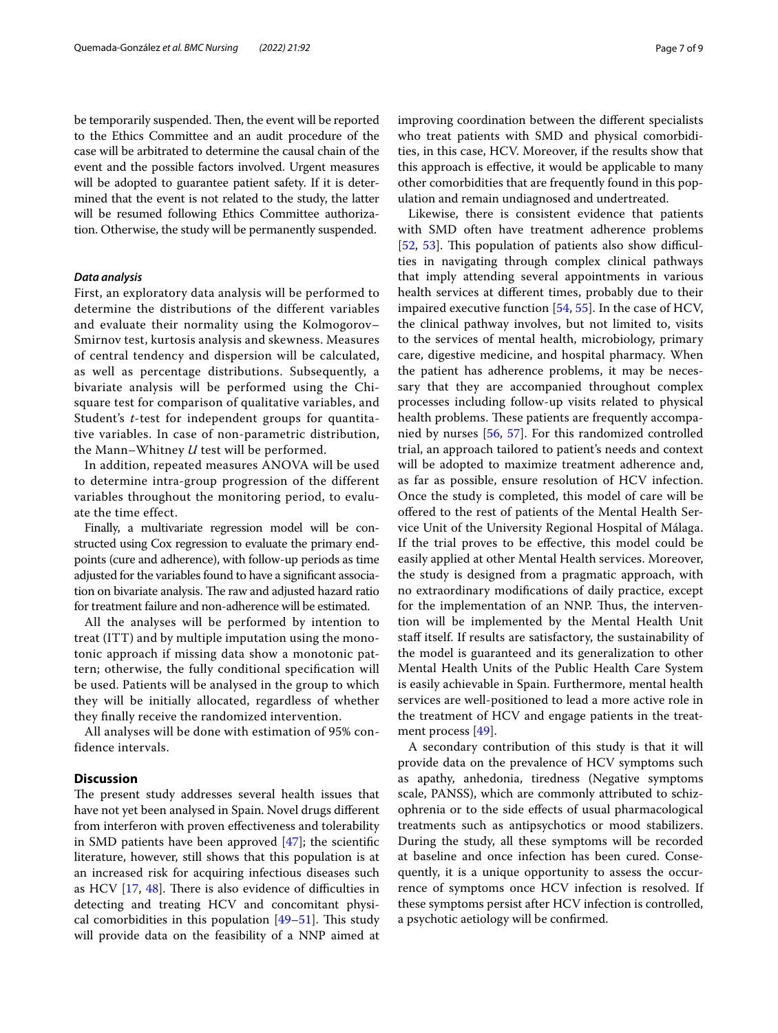be temporarily suspended. Then, the event will be reported to the Ethics Committee and an audit procedure of the case will be arbitrated to determine the causal chain of the event and the possible factors involved. Urgent measures will be adopted to guarantee patient safety. If it is determined that the event is not related to the study, the latter will be resumed following Ethics Committee authorization. Otherwise, the study will be permanently suspended.

### *Data analysis*

First, an exploratory data analysis will be performed to determine the distributions of the different variables and evaluate their normality using the Kolmogorov–Smirnov test, kurtosis analysis and skewness. Measures of central tendency and dispersion will be calculated, as well as percentage distributions. Subsequently, a bivariate analysis will be performed using the Chi-square test for comparison of qualitative variables, and Student's *t*-test for independent groups for quantitative variables. In case of non-parametric distribution, the Mann–Whitney *U* test will be performed.

In addition, repeated measures ANOVA will be used to determine intra-group progression of the different variables throughout the monitoring period, to evaluate the time effect.

Finally, a multivariate regression model will be constructed using Cox regression to evaluate the primary endpoints (cure and adherence), with follow-up periods as time adjusted for the variables found to have a significant association on bivariate analysis. The raw and adjusted hazard ratio for treatment failure and non-adherence will be estimated.

All the analyses will be performed by intention to treat (ITT) and by multiple imputation using the monotonic approach if missing data show a monotonic pattern; otherwise, the fully conditional specification will be used. Patients will be analysed in the group to which they will be initially allocated, regardless of whether they finally receive the randomized intervention.

All analyses will be done with estimation of 95% confidence intervals.

## Discussion

The present study addresses several health issues that have not yet been analysed in Spain. Novel drugs different from interferon with proven effectiveness and tolerability in SMD patients have been approved [47]; the scientific literature, however, still shows that this population is at an increased risk for acquiring infectious diseases such as HCV [17, 48]. There is also evidence of difficulties in detecting and treating HCV and concomitant physical comorbidities in this population [49–51]. This study will provide data on the feasibility of a NNP aimed at improving coordination between the different specialists who treat patients with SMD and physical comorbidities, in this case, HCV. Moreover, if the results show that this approach is effective, it would be applicable to many other comorbidities that are frequently found in this population and remain undiagnosed and undertreated.

Likewise, there is consistent evidence that patients with SMD often have treatment adherence problems [52, 53]. This population of patients also show difficulties in navigating through complex clinical pathways that imply attending several appointments in various health services at different times, probably due to their impaired executive function [54, 55]. In the case of HCV, the clinical pathway involves, but not limited to, visits to the services of mental health, microbiology, primary care, digestive medicine, and hospital pharmacy. When the patient has adherence problems, it may be necessary that they are accompanied throughout complex processes including follow-up visits related to physical health problems. These patients are frequently accompanied by nurses [56, 57]. For this randomized controlled trial, an approach tailored to patient's needs and context will be adopted to maximize treatment adherence and, as far as possible, ensure resolution of HCV infection. Once the study is completed, this model of care will be offered to the rest of patients of the Mental Health Service Unit of the University Regional Hospital of Málaga. If the trial proves to be effective, this model could be easily applied at other Mental Health services. Moreover, the study is designed from a pragmatic approach, with no extraordinary modifications of daily practice, except for the implementation of an NNP. Thus, the intervention will be implemented by the Mental Health Unit staff itself. If results are satisfactory, the sustainability of the model is guaranteed and its generalization to other Mental Health Units of the Public Health Care System is easily achievable in Spain. Furthermore, mental health services are well-positioned to lead a more active role in the treatment of HCV and engage patients in the treatment process [49].

A secondary contribution of this study is that it will provide data on the prevalence of HCV symptoms such as apathy, anhedonia, tiredness (Negative symptoms scale, PANSS), which are commonly attributed to schizophrenia or to the side effects of usual pharmacological treatments such as antipsychotics or mood stabilizers. During the study, all these symptoms will be recorded at baseline and once infection has been cured. Consequently, it is a unique opportunity to assess the occurrence of symptoms once HCV infection is resolved. If these symptoms persist after HCV infection is controlled, a psychotic aetiology will be confirmed.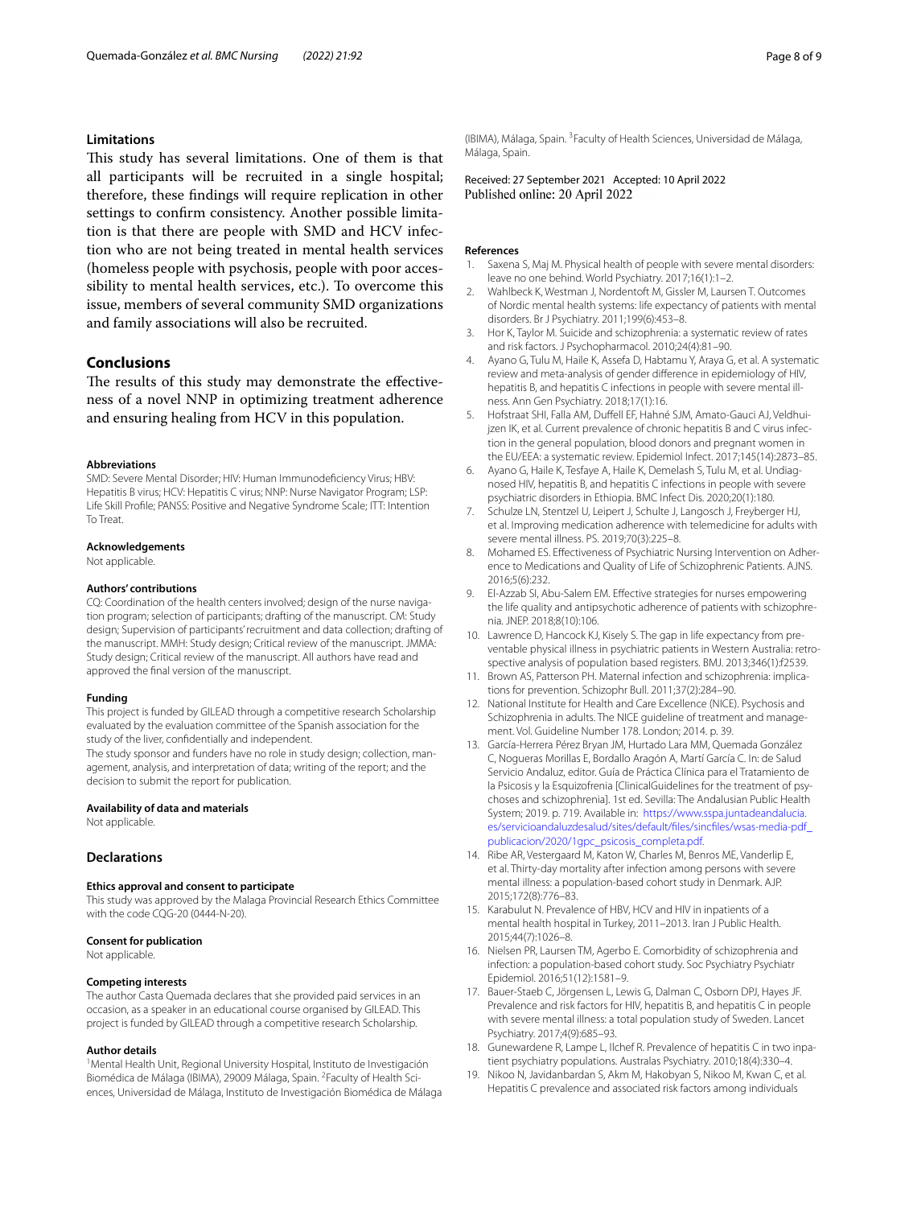## Limitations

This study has several limitations. One of them is that all participants will be recruited in a single hospital; therefore, these findings will require replication in other settings to confirm consistency. Another possible limitation is that there are people with SMD and HCV infection who are not being treated in mental health services (homeless people with psychosis, people with poor accessibility to mental health services, etc.). To overcome this issue, members of several community SMD organizations and family associations will also be recruited.

## Conclusions

The results of this study may demonstrate the effectiveness of a novel NNP in optimizing treatment adherence and ensuring healing from HCV in this population.

#### Abbreviations

SMD: Severe Mental Disorder; HIV: Human Immunodeficiency Virus; HBV: Hepatitis B virus; HCV: Hepatitis C virus; NNP: Nurse Navigator Program; LSP: Life Skill Profile; PANSS: Positive and Negative Syndrome Scale; ITT: Intention To Treat.

#### Acknowledgements

Not applicable.

#### Authors' contributions

CQ: Coordination of the health centers involved; design of the nurse navigation program; selection of participants; drafting of the manuscript. CM: Study design; Supervision of participants' recruitment and data collection; drafting of the manuscript. MMH: Study design; Critical review of the manuscript. JMMA: Study design; Critical review of the manuscript. All authors have read and approved the final version of the manuscript.

#### Funding

This project is funded by GILEAD through a competitive research Scholarship evaluated by the evaluation committee of the Spanish association for the study of the liver, confidentially and independent.

The study sponsor and funders have no role in study design; collection, management, analysis, and interpretation of data; writing of the report; and the decision to submit the report for publication.

#### Availability of data and materials

Not applicable.

## Declarations

#### Ethics approval and consent to participate

This study was approved by the Malaga Provincial Research Ethics Committee with the code CQG-20 (0444-N-20).

#### Consent for publication

Not applicable.

#### Competing interests

The author Casta Quemada declares that she provided paid services in an occasion, as a speaker in an educational course organised by GILEAD. This project is funded by GILEAD through a competitive research Scholarship.

#### Author details

[1]Mental Health Unit, Regional University Hospital, Instituto de Investigación Biomédica de Málaga (IBIMA), 29009 Málaga, Spain. [2]Faculty of Health Sciences, Universidad de Málaga, Instituto de Investigación Biomédica de Málaga (IBIMA), Málaga, Spain. [3]Faculty of Health Sciences, Universidad de Málaga, Málaga, Spain.

Received: 27 September 2021 Accepted: 10 April 2022
Published online: 20 April 2022

#### References

1. Saxena S, Maj M. Physical health of people with severe mental disorders: leave no one behind. World Psychiatry. 2017;16(1):1–2.
2. Wahlbeck K, Westman J, Nordentoft M, Gissler M, Laursen T. Outcomes of Nordic mental health systems: life expectancy of patients with mental disorders. Br J Psychiatry. 2011;199(6):453–8.
3. Hor K, Taylor M. Suicide and schizophrenia: a systematic review of rates and risk factors. J Psychopharmacol. 2010;24(4):81–90.
4. Ayano G, Tulu M, Haile K, Assefa D, Habtamu Y, Araya G, et al. A systematic review and meta-analysis of gender difference in epidemiology of HIV, hepatitis B, and hepatitis C infections in people with severe mental illness. Ann Gen Psychiatry. 2018;17(1):16.
5. Hofstraat SHI, Falla AM, Duffell EF, Hahné SJM, Amato-Gauci AJ, Veldhuijzen IK, et al. Current prevalence of chronic hepatitis B and C virus infection in the general population, blood donors and pregnant women in the EU/EEA: a systematic review. Epidemiol Infect. 2017;145(14):2873–85.
6. Ayano G, Haile K, Tesfaye A, Haile K, Demelash S, Tulu M, et al. Undiagnosed HIV, hepatitis B, and hepatitis C infections in people with severe psychiatric disorders in Ethiopia. BMC Infect Dis. 2020;20(1):180.
7. Schulze LN, Stentzel U, Leipert J, Schulte J, Langosch J, Freyberger HJ, et al. Improving medication adherence with telemedicine for adults with severe mental illness. PS. 2019;70(3):225–8.
8. Mohamed ES. Effectiveness of Psychiatric Nursing Intervention on Adherence to Medications and Quality of Life of Schizophrenic Patients. AJNS. 2016;5(6):232.
9. El-Azzab SI, Abu-Salem EM. Effective strategies for nurses empowering the life quality and antipsychotic adherence of patients with schizophrenia. JNEP. 2018;8(10):106.
10. Lawrence D, Hancock KJ, Kisely S. The gap in life expectancy from preventable physical illness in psychiatric patients in Western Australia: retrospective analysis of population based registers. BMJ. 2013;346(1):f2539.
11. Brown AS, Patterson PH. Maternal infection and schizophrenia: implications for prevention. Schizophr Bull. 2011;37(2):284–90.
12. National Institute for Health and Care Excellence (NICE). Psychosis and Schizophrenia in adults. The NICE guideline of treatment and management. Vol. Guideline Number 178. London; 2014. p. 39.
13. García-Herrera Pérez Bryan JM, Hurtado Lara MM, Quemada González C, Nogueras Morillas E, Bordallo Aragón A, Martí García C. In: de Salud Servicio Andaluz, editor. Guía de Práctica Clínica para el Tratamiento de la Psicosis y la Esquizofrenia [ClinicalGuidelines for the treatment of psychoses and schizophrenia]. 1st ed. Sevilla: The Andalusian Public Health System; 2019. p. 719. Available in: https://www.sspa.juntadeandalucia.es/servicioandaluzdesalud/sites/default/files/sincfiles/wsas-media-pdf_publicacion/2020/1gpc_psicosis_completa.pdf.
14. Ribe AR, Vestergaard M, Katon W, Charles M, Benros ME, Vanderlip E, et al. Thirty-day mortality after infection among persons with severe mental illness: a population-based cohort study in Denmark. AJP. 2015;172(8):776–83.
15. Karabulut N. Prevalence of HBV, HCV and HIV in inpatients of a mental health hospital in Turkey, 2011–2013. Iran J Public Health. 2015;44(7):1026–8.
16. Nielsen PR, Laursen TM, Agerbo E. Comorbidity of schizophrenia and infection: a population-based cohort study. Soc Psychiatry Psychiatr Epidemiol. 2016;51(12):1581–9.
17. Bauer-Staeb C, Jörgensen L, Lewis G, Dalman C, Osborn DPJ, Hayes JF. Prevalence and risk factors for HIV, hepatitis B, and hepatitis C in people with severe mental illness: a total population study of Sweden. Lancet Psychiatry. 2017;4(9):685–93.
18. Gunewardene R, Lampe L, Ilchef R. Prevalence of hepatitis C in two inpatient psychiatry populations. Australas Psychiatry. 2010;18(4):330–4.
19. Nikoo N, Javidanbardan S, Akm M, Hakobyan S, Nikoo M, Kwan C, et al. Hepatitis C prevalence and associated risk factors among individuals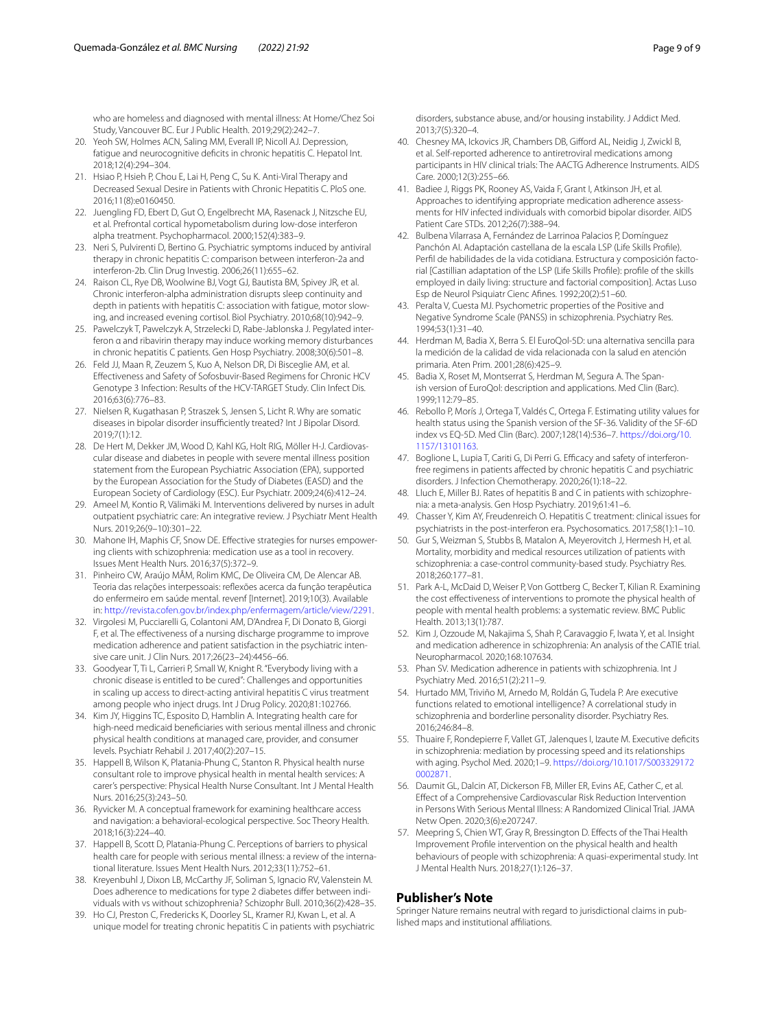who are homeless and diagnosed with mental illness: At Home/Chez Soi Study, Vancouver BC. Eur J Public Health. 2019;29(2):242–7.

20. Yeoh SW, Holmes ACN, Saling MM, Everall IP, Nicoll AJ. Depression, fatigue and neurocognitive deficits in chronic hepatitis C. Hepatol Int. 2018;12(4):294–304.
21. Hsiao P, Hsieh P, Chou E, Lai H, Peng C, Su K. Anti-Viral Therapy and Decreased Sexual Desire in Patients with Chronic Hepatitis C. PloS one. 2016;11(8):e0160450.
22. Juengling FD, Ebert D, Gut O, Engelbrecht MA, Rasenack J, Nitzsche EU, et al. Prefrontal cortical hypometabolism during low-dose interferon alpha treatment. Psychopharmacol. 2000;152(4):383–9.
23. Neri S, Pulvirenti D, Bertino G. Psychiatric symptoms induced by antiviral therapy in chronic hepatitis C: comparison between interferon-2a and interferon-2b. Clin Drug Investig. 2006;26(11):655–62.
24. Raison CL, Rye DB, Woolwine BJ, Vogt GJ, Bautista BM, Spivey JR, et al. Chronic interferon-alpha administration disrupts sleep continuity and depth in patients with hepatitis C: association with fatigue, motor slowing, and increased evening cortisol. Biol Psychiatry. 2010;68(10):942–9.
25. Pawelczyk T, Pawelczyk A, Strzelecki D, Rabe-Jablonska J. Pegylated interferon α and ribavirin therapy may induce working memory disturbances in chronic hepatitis C patients. Gen Hosp Psychiatry. 2008;30(6):501–8.
26. Feld JJ, Maan R, Zeuzem S, Kuo A, Nelson DR, Di Bisceglie AM, et al. Effectiveness and Safety of Sofosbuvir-Based Regimens for Chronic HCV Genotype 3 Infection: Results of the HCV-TARGET Study. Clin Infect Dis. 2016;63(6):776–83.
27. Nielsen R, Kugathasan P, Straszek S, Jensen S, Licht R. Why are somatic diseases in bipolar disorder insufficiently treated? Int J Bipolar Disord. 2019;7(1):12.
28. De Hert M, Dekker JM, Wood D, Kahl KG, Holt RIG, Möller H-J. Cardiovascular disease and diabetes in people with severe mental illness position statement from the European Psychiatric Association (EPA), supported by the European Association for the Study of Diabetes (EASD) and the European Society of Cardiology (ESC). Eur Psychiatr. 2009;24(6):412–24.
29. Ameel M, Kontio R, Välimäki M. Interventions delivered by nurses in adult outpatient psychiatric care: An integrative review. J Psychiatr Ment Health Nurs. 2019;26(9–10):301–22.
30. Mahone IH, Maphis CF, Snow DE. Effective strategies for nurses empowering clients with schizophrenia: medication use as a tool in recovery. Issues Ment Health Nurs. 2016;37(5):372–9.
31. Pinheiro CW, Araújo MÂM, Rolim KMC, De Oliveira CM, De Alencar AB. Teoria das relações interpessoais: reflexões acerca da função terapêutica do enfermeiro em saúde mental. revenf [Internet]. 2019;10(3). Available in: http://revista.cofen.gov.br/index.php/enfermagem/article/view/2291.
32. Virgolesi M, Pucciarelli G, Colantoni AM, D'Andrea F, Di Donato B, Giorgi F, et al. The effectiveness of a nursing discharge programme to improve medication adherence and patient satisfaction in the psychiatric intensive care unit. J Clin Nurs. 2017;26(23–24):4456–66.
33. Goodyear T, Ti L, Carrieri P, Small W, Knight R. "Everybody living with a chronic disease is entitled to be cured": Challenges and opportunities in scaling up access to direct-acting antiviral hepatitis C virus treatment among people who inject drugs. Int J Drug Policy. 2020;81:102766.
34. Kim JY, Higgins TC, Esposito D, Hamblin A. Integrating health care for high-need medicaid beneficiaries with serious mental illness and chronic physical health conditions at managed care, provider, and consumer levels. Psychiatr Rehabil J. 2017;40(2):207–15.
35. Happell B, Wilson K, Platania-Phung C, Stanton R. Physical health nurse consultant role to improve physical health in mental health services: A carer's perspective: Physical Health Nurse Consultant. Int J Mental Health Nurs. 2016;25(3):243–50.
36. Ryvicker M. A conceptual framework for examining healthcare access and navigation: a behavioral-ecological perspective. Soc Theory Health. 2018;16(3):224–40.
37. Happell B, Scott D, Platania-Phung C. Perceptions of barriers to physical health care for people with serious mental illness: a review of the international literature. Issues Ment Health Nurs. 2012;33(11):752–61.
38. Kreyenbuhl J, Dixon LB, McCarthy JF, Soliman S, Ignacio RV, Valenstein M. Does adherence to medications for type 2 diabetes differ between individuals with vs without schizophrenia? Schizophr Bull. 2010;36(2):428–35.
39. Ho CJ, Preston C, Fredericks K, Doorley SL, Kramer RJ, Kwan L, et al. A unique model for treating chronic hepatitis C in patients with psychiatric disorders, substance abuse, and/or housing instability. J Addict Med. 2013;7(5):320–4.
40. Chesney MA, Ickovics JR, Chambers DB, Gifford AL, Neidig J, Zwickl B, et al. Self-reported adherence to antiretroviral medications among participants in HIV clinical trials: The AACTG Adherence Instruments. AIDS Care. 2000;12(3):255–66.
41. Badiee J, Riggs PK, Rooney AS, Vaida F, Grant I, Atkinson JH, et al. Approaches to identifying appropriate medication adherence assessments for HIV infected individuals with comorbid bipolar disorder. AIDS Patient Care STDs. 2012;26(7):388–94.
42. Bulbena Vilarrasa A, Fernández de Larrinoa Palacios P, Domínguez Panchón AI. Adaptación castellana de la escala LSP (Life Skills Profile). Perfil de habilidades de la vida cotidiana. Estructura y composición factorial [Castillian adaptation of the LSP (Life Skills Profile): profile of the skills employed in daily living: structure and factorial composition]. Actas Luso Esp de Neurol Psiquiatr Cienc Afines. 1992;20(2):51–60.
43. Peralta V, Cuesta MJ. Psychometric properties of the Positive and Negative Syndrome Scale (PANSS) in schizophrenia. Psychiatry Res. 1994;53(1):31–40.
44. Herdman M, Badia X, Berra S. El EuroQol-5D: una alternativa sencilla para la medición de la calidad de vida relacionada con la salud en atención primaria. Aten Prim. 2001;28(6):425–9.
45. Badia X, Roset M, Montserrat S, Herdman M, Segura A. The Spanish version of EuroQol: description and applications. Med Clin (Barc). 1999;112:79–85.
46. Rebollo P, Morís J, Ortega T, Valdés C, Ortega F. Estimating utility values for health status using the Spanish version of the SF-36. Validity of the SF-6D index vs EQ-5D. Med Clin (Barc). 2007;128(14):536–7. https://doi.org/10.1157/13101163.
47. Boglione L, Lupia T, Cariti G, Di Perri G. Efficacy and safety of interferon-free regimens in patients affected by chronic hepatitis C and psychiatric disorders. J Infection Chemotherapy. 2020;26(1):18–22.
48. Lluch E, Miller BJ. Rates of hepatitis B and C in patients with schizophrenia: a meta-analysis. Gen Hosp Psychiatry. 2019;61:41–6.
49. Chasser Y, Kim AY, Freudenreich O. Hepatitis C treatment: clinical issues for psychiatrists in the post-interferon era. Psychosomatics. 2017;58(1):1–10.
50. Gur S, Weizman S, Stubbs B, Matalon A, Meyerovitch J, Hermesh H, et al. Mortality, morbidity and medical resources utilization of patients with schizophrenia: a case-control community-based study. Psychiatry Res. 2018;260:177–81.
51. Park A-L, McDaid D, Weiser P, Von Gottberg C, Becker T, Kilian R. Examining the cost effectiveness of interventions to promote the physical health of people with mental health problems: a systematic review. BMC Public Health. 2013;13(1):787.
52. Kim J, Ozzoude M, Nakajima S, Shah P, Caravaggio F, Iwata Y, et al. Insight and medication adherence in schizophrenia: An analysis of the CATIE trial. Neuropharmacol. 2020;168:107634.
53. Phan SV. Medication adherence in patients with schizophrenia. Int J Psychiatry Med. 2016;51(2):211–9.
54. Hurtado MM, Triviño M, Arnedo M, Roldán G, Tudela P. Are executive functions related to emotional intelligence? A correlational study in schizophrenia and borderline personality disorder. Psychiatry Res. 2016;246:84–8.
55. Thuaire F, Rondepierre F, Vallet GT, Jalenques I, Izaute M. Executive deficits in schizophrenia: mediation by processing speed and its relationships with aging. Psychol Med. 2020;1–9. https://doi.org/10.1017/S0033291720002871.
56. Daumit GL, Dalcin AT, Dickerson FB, Miller ER, Evins AE, Cather C, et al. Effect of a Comprehensive Cardiovascular Risk Reduction Intervention in Persons With Serious Mental Illness: A Randomized Clinical Trial. JAMA Netw Open. 2020;3(6):e207247.
57. Meepring S, Chien WT, Gray R, Bressington D. Effects of the Thai Health Improvement Profile intervention on the physical health and health behaviours of people with schizophrenia: A quasi-experimental study. Int J Mental Health Nurs. 2018;27(1):126–37.

## Publisher's Note

Springer Nature remains neutral with regard to jurisdictional claims in published maps and institutional affiliations.